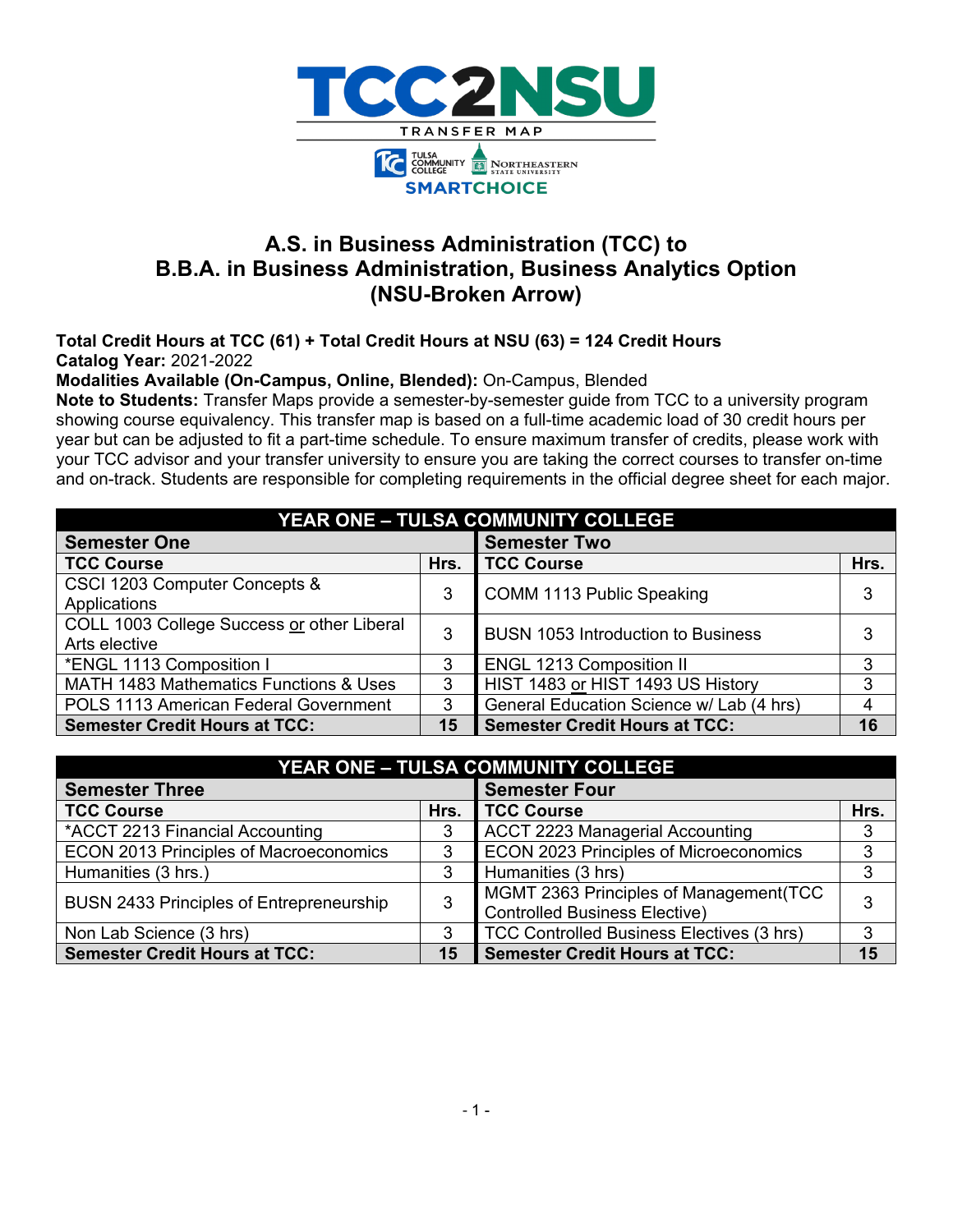# TCC2NSU

TRANSFER MAP

TULSA COMMUNITY COLLEGE · NORTHEASTERN STATE UNIVERSITY

SMARTCHOICE

## A.S. in Business Administration (TCC) to B.B.A. in Business Administration, Business Analytics Option (NSU-Broken Arrow)

**Total Credit Hours at TCC (61) + Total Credit Hours at NSU (63) = 124 Credit Hours**
**Catalog Year:** 2021-2022
**Modalities Available (On-Campus, Online, Blended):** On-Campus, Blended
**Note to Students:** Transfer Maps provide a semester-by-semester guide from TCC to a university program showing course equivalency. This transfer map is based on a full-time academic load of 30 credit hours per year but can be adjusted to fit a part-time schedule. To ensure maximum transfer of credits, please work with your TCC advisor and your transfer university to ensure you are taking the correct courses to transfer on-time and on-track. Students are responsible for completing requirements in the official degree sheet for each major.

| YEAR ONE – TULSA COMMUNITY COLLEGE | | | |
|---|---|---|---|
| **Semester One** | | **Semester Two** | |
| **TCC Course** | **Hrs.** | **TCC Course** | **Hrs.** |
| CSCI 1203 Computer Concepts & Applications | 3 | COMM 1113 Public Speaking | 3 |
| COLL 1003 College Success or other Liberal Arts elective | 3 | BUSN 1053 Introduction to Business | 3 |
| *ENGL 1113 Composition I | 3 | ENGL 1213 Composition II | 3 |
| MATH 1483 Mathematics Functions & Uses | 3 | HIST 1483 or HIST 1493 US History | 3 |
| POLS 1113 American Federal Government | 3 | General Education Science w/ Lab (4 hrs) | 4 |
| **Semester Credit Hours at TCC:** | **15** | **Semester Credit Hours at TCC:** | **16** |

| YEAR ONE – TULSA COMMUNITY COLLEGE | | | |
|---|---|---|---|
| **Semester Three** | | **Semester Four** | |
| **TCC Course** | **Hrs.** | **TCC Course** | **Hrs.** |
| *ACCT 2213 Financial Accounting | 3 | ACCT 2223 Managerial Accounting | 3 |
| ECON 2013 Principles of Macroeconomics | 3 | ECON 2023 Principles of Microeconomics | 3 |
| Humanities (3 hrs.) | 3 | Humanities (3 hrs) | 3 |
| BUSN 2433 Principles of Entrepreneurship | 3 | MGMT 2363 Principles of Management(TCC Controlled Business Elective) | 3 |
| Non Lab Science (3 hrs) | 3 | TCC Controlled Business Electives (3 hrs) | 3 |
| **Semester Credit Hours at TCC:** | **15** | **Semester Credit Hours at TCC:** | **15** |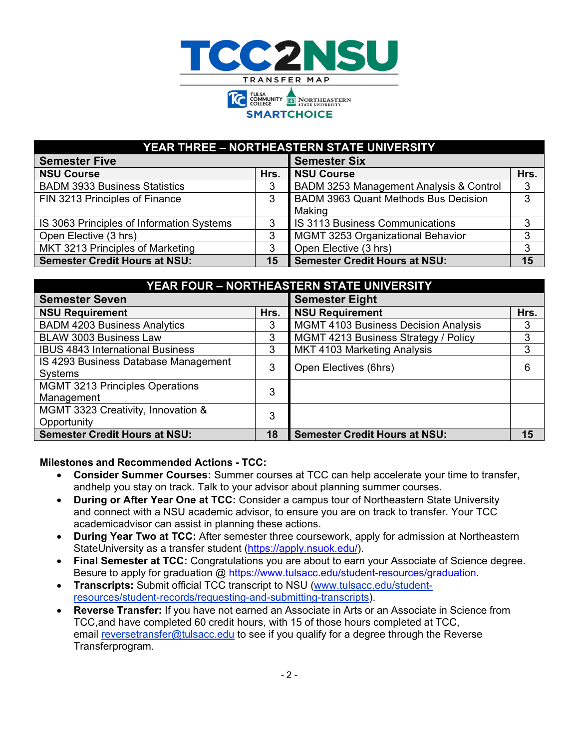# TCC2NSU

TRANSFER MAP

SMARTCHOICE

| YEAR THREE – NORTHEASTERN STATE UNIVERSITY | | | |
|---|---|---|---|
| **Semester Five** | | **Semester Six** | |
| **NSU Course** | **Hrs.** | **NSU Course** | **Hrs.** |
| BADM 3933 Business Statistics | 3 | BADM 3253 Management Analysis & Control | 3 |
| FIN 3213 Principles of Finance | 3 | BADM 3963 Quant Methods Bus Decision Making | 3 |
| IS 3063 Principles of Information Systems | 3 | IS 3113 Business Communications | 3 |
| Open Elective (3 hrs) | 3 | MGMT 3253 Organizational Behavior | 3 |
| MKT 3213 Principles of Marketing | 3 | Open Elective (3 hrs) | 3 |
| **Semester Credit Hours at NSU:** | **15** | **Semester Credit Hours at NSU:** | **15** |

| YEAR FOUR – NORTHEASTERN STATE UNIVERSITY | | | |
|---|---|---|---|
| **Semester Seven** | | **Semester Eight** | |
| **NSU Requirement** | **Hrs.** | **NSU Requirement** | **Hrs.** |
| BADM 4203 Business Analytics | 3 | MGMT 4103 Business Decision Analysis | 3 |
| BLAW 3003 Business Law | 3 | MGMT 4213 Business Strategy / Policy | 3 |
| IBUS 4843 International Business | 3 | MKT 4103 Marketing Analysis | 3 |
| IS 4293 Business Database Management Systems | 3 | Open Electives (6hrs) | 6 |
| MGMT 3213 Principles Operations Management | 3 | | |
| MGMT 3323 Creativity, Innovation & Opportunity | 3 | | |
| **Semester Credit Hours at NSU:** | **18** | **Semester Credit Hours at NSU:** | **15** |

**Milestones and Recommended Actions - TCC:**

- **Consider Summer Courses:** Summer courses at TCC can help accelerate your time to transfer, andhelp you stay on track. Talk to your advisor about planning summer courses.
- **During or After Year One at TCC:** Consider a campus tour of Northeastern State University and connect with a NSU academic advisor, to ensure you are on track to transfer. Your TCC academicadvisor can assist in planning these actions.
- **During Year Two at TCC:** After semester three coursework, apply for admission at Northeastern StateUniversity as a transfer student (https://apply.nsuok.edu/).
- **Final Semester at TCC:** Congratulations you are about to earn your Associate of Science degree. Besure to apply for graduation @ https://www.tulsacc.edu/student-resources/graduation.
- **Transcripts:** Submit official TCC transcript to NSU (www.tulsacc.edu/student-resources/student-records/requesting-and-submitting-transcripts).
- **Reverse Transfer:** If you have not earned an Associate in Arts or an Associate in Science from TCC,and have completed 60 credit hours, with 15 of those hours completed at TCC, email reversetransfer@tulsacc.edu to see if you qualify for a degree through the Reverse Transferprogram.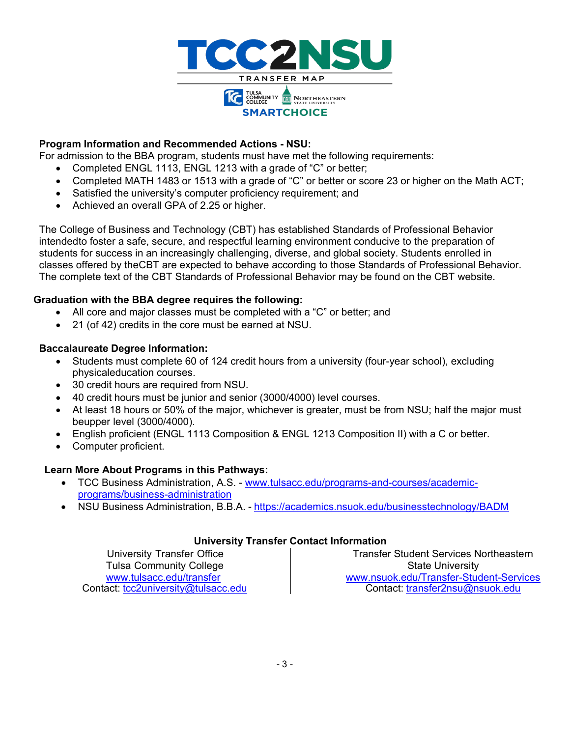**TCC2NSU**

TRANSFER MAP

TULSA COMMUNITY COLLEGE · NORTHEASTERN STATE UNIVERSITY

SMARTCHOICE

**Program Information and Recommended Actions - NSU:**

For admission to the BBA program, students must have met the following requirements:

- Completed ENGL 1113, ENGL 1213 with a grade of "C" or better;
- Completed MATH 1483 or 1513 with a grade of "C" or better or score 23 or higher on the Math ACT;
- Satisfied the university's computer proficiency requirement; and
- Achieved an overall GPA of 2.25 or higher.

The College of Business and Technology (CBT) has established Standards of Professional Behavior intendedto foster a safe, secure, and respectful learning environment conducive to the preparation of students for success in an increasingly challenging, diverse, and global society. Students enrolled in classes offered by theCBT are expected to behave according to those Standards of Professional Behavior. The complete text of the CBT Standards of Professional Behavior may be found on the CBT website.

**Graduation with the BBA degree requires the following:**

- All core and major classes must be completed with a "C" or better; and
- 21 (of 42) credits in the core must be earned at NSU.

**Baccalaureate Degree Information:**

- Students must complete 60 of 124 credit hours from a university (four-year school), excluding physicaleducation courses.
- 30 credit hours are required from NSU.
- 40 credit hours must be junior and senior (3000/4000) level courses.
- At least 18 hours or 50% of the major, whichever is greater, must be from NSU; half the major must beupper level (3000/4000).
- English proficient (ENGL 1113 Composition & ENGL 1213 Composition II) with a C or better.
- Computer proficient.

**Learn More About Programs in this Pathways:**

- TCC Business Administration, A.S. - www.tulsacc.edu/programs-and-courses/academic-programs/business-administration
- NSU Business Administration, B.B.A. - https://academics.nsuok.edu/businesstechnology/BADM

**University Transfer Contact Information**

University Transfer Office
Tulsa Community College
www.tulsacc.edu/transfer
Contact: tcc2university@tulsacc.edu

Transfer Student Services Northeastern State University
www.nsuok.edu/Transfer-Student-Services
Contact: transfer2nsu@nsuok.edu